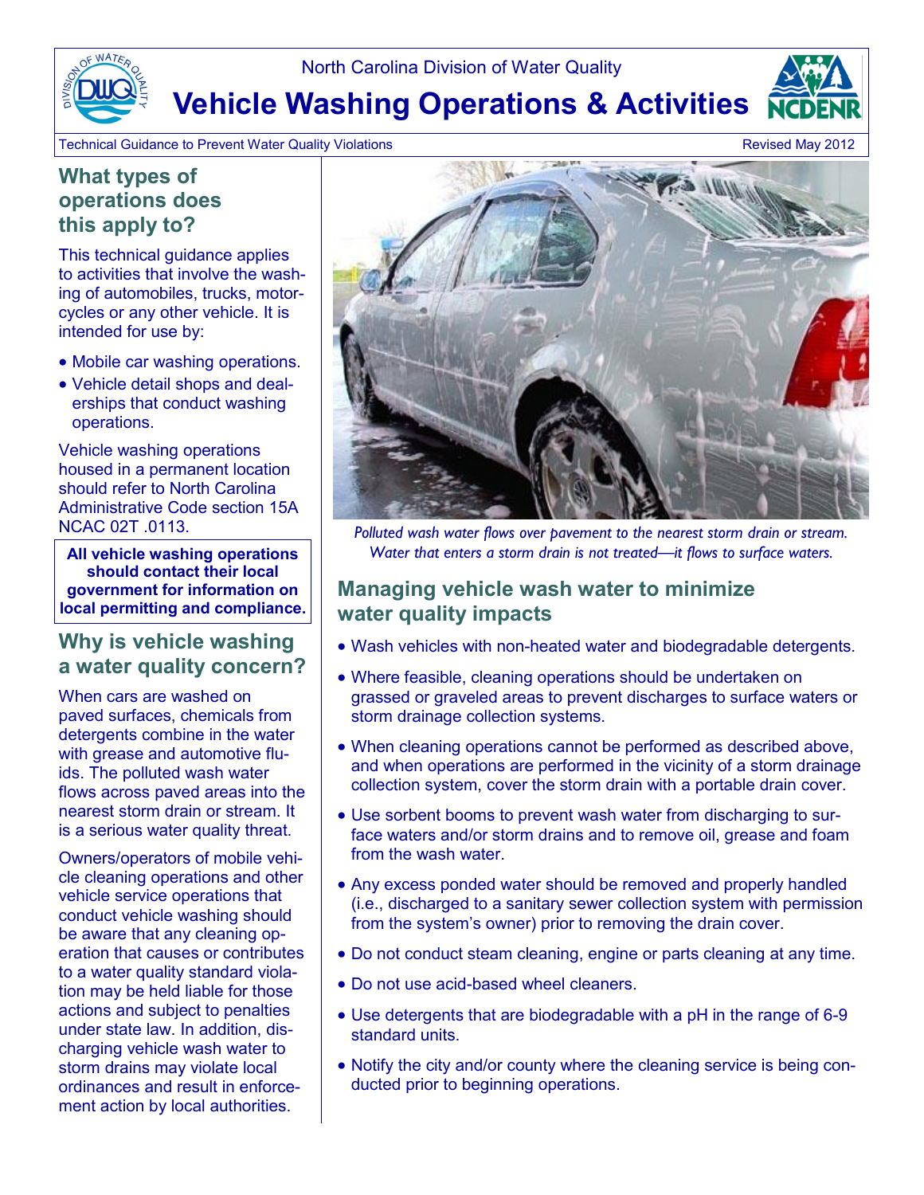North Carolina Division of Water Quality

# Vehicle Washing Operations & Activities

Technical Guidance to Prevent Water Quality Violations

Revised May 2012

## What types of operations does this apply to?

This technical guidance applies to activities that involve the washing of automobiles, trucks, motorcycles or any other vehicle. It is intended for use by:

- Mobile car washing operations.
- Vehicle detail shops and dealerships that conduct washing operations.

Vehicle washing operations housed in a permanent location should refer to North Carolina Administrative Code section 15A NCAC 02T .0113.

**All vehicle washing operations should contact their local government for information on local permitting and compliance.**

## Why is vehicle washing a water quality concern?

When cars are washed on paved surfaces, chemicals from detergents combine in the water with grease and automotive fluids. The polluted wash water flows across paved areas into the nearest storm drain or stream. It is a serious water quality threat.

Owners/operators of mobile vehicle cleaning operations and other vehicle service operations that conduct vehicle washing should be aware that any cleaning operation that causes or contributes to a water quality standard violation may be held liable for those actions and subject to penalties under state law. In addition, discharging vehicle wash water to storm drains may violate local ordinances and result in enforcement action by local authorities.

*Polluted wash water flows over pavement to the nearest storm drain or stream. Water that enters a storm drain is not treated—it flows to surface waters.*

## Managing vehicle wash water to minimize water quality impacts

- Wash vehicles with non-heated water and biodegradable detergents.
- Where feasible, cleaning operations should be undertaken on grassed or graveled areas to prevent discharges to surface waters or storm drainage collection systems.
- When cleaning operations cannot be performed as described above, and when operations are performed in the vicinity of a storm drainage collection system, cover the storm drain with a portable drain cover.
- Use sorbent booms to prevent wash water from discharging to surface waters and/or storm drains and to remove oil, grease and foam from the wash water.
- Any excess ponded water should be removed and properly handled (i.e., discharged to a sanitary sewer collection system with permission from the system's owner) prior to removing the drain cover.
- Do not conduct steam cleaning, engine or parts cleaning at any time.
- Do not use acid-based wheel cleaners.
- Use detergents that are biodegradable with a pH in the range of 6-9 standard units.
- Notify the city and/or county where the cleaning service is being conducted prior to beginning operations.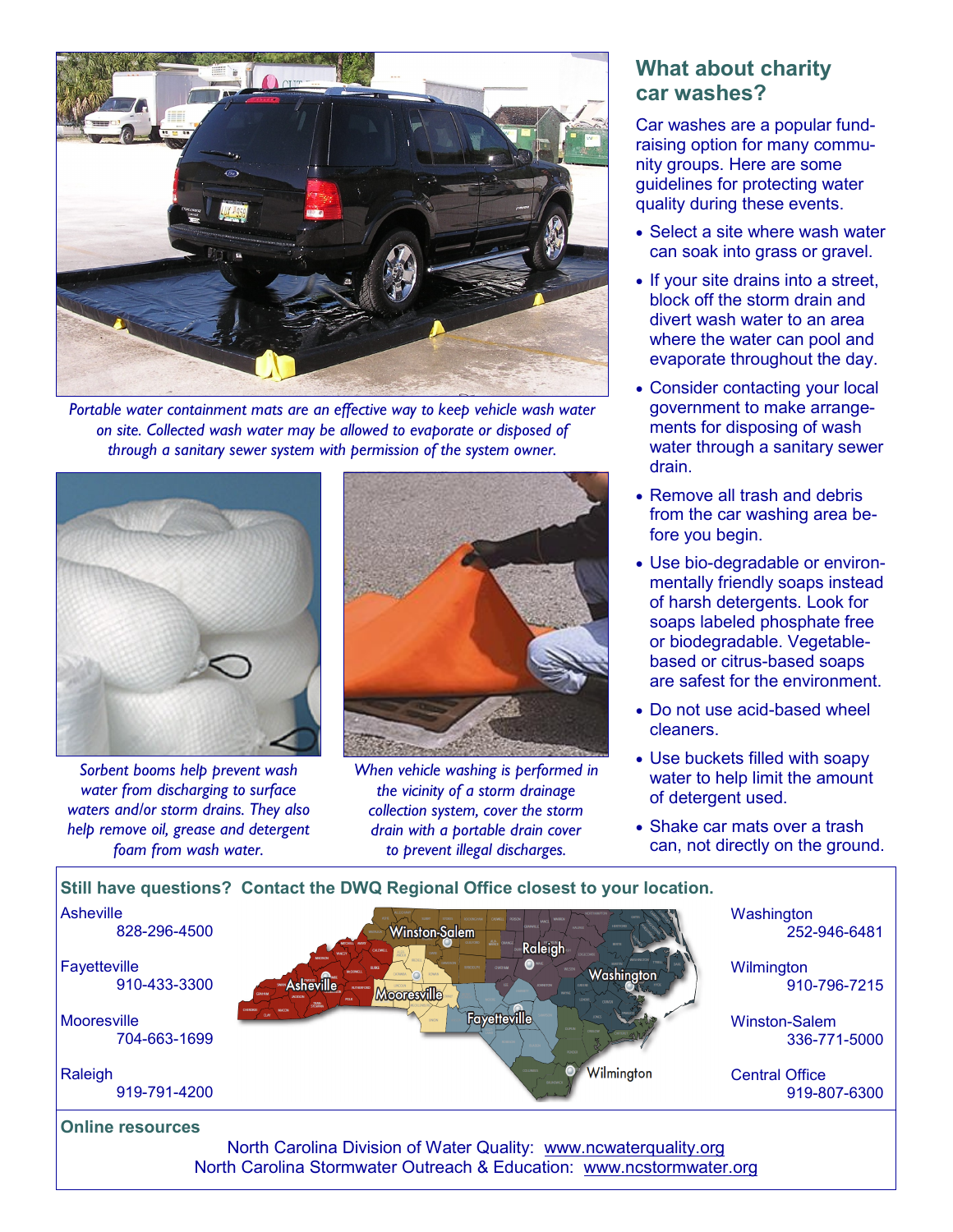*Portable water containment mats are an effective way to keep vehicle wash water on site. Collected wash water may be allowed to evaporate or disposed of through a sanitary sewer system with permission of the system owner.*

*Sorbent booms help prevent wash water from discharging to surface waters and/or storm drains. They also help remove oil, grease and detergent foam from wash water.*

*When vehicle washing is performed in the vicinity of a storm drainage collection system, cover the storm drain with a portable drain cover to prevent illegal discharges.*

## What about charity car washes?

Car washes are a popular fund-raising option for many community groups. Here are some guidelines for protecting water quality during these events.

- Select a site where wash water can soak into grass or gravel.
- If your site drains into a street, block off the storm drain and divert wash water to an area where the water can pool and evaporate throughout the day.
- Consider contacting your local government to make arrangements for disposing of wash water through a sanitary sewer drain.
- Remove all trash and debris from the car washing area before you begin.
- Use bio-degradable or environmentally friendly soaps instead of harsh detergents. Look for soaps labeled phosphate free or biodegradable. Vegetable-based or citrus-based soaps are safest for the environment.
- Do not use acid-based wheel cleaners.
- Use buckets filled with soapy water to help limit the amount of detergent used.
- Shake car mats over a trash can, not directly on the ground.

### Still have questions? Contact the DWQ Regional Office closest to your location.

Asheville
828-296-4500

Fayetteville
910-433-3300

Mooresville
704-663-1699

Raleigh
919-791-4200

Washington
252-946-6481

Wilmington
910-796-7215

Winston-Salem
336-771-5000

Central Office
919-807-6300

### Online resources

North Carolina Division of Water Quality: www.ncwaterquality.org
North Carolina Stormwater Outreach & Education: www.ncstormwater.org